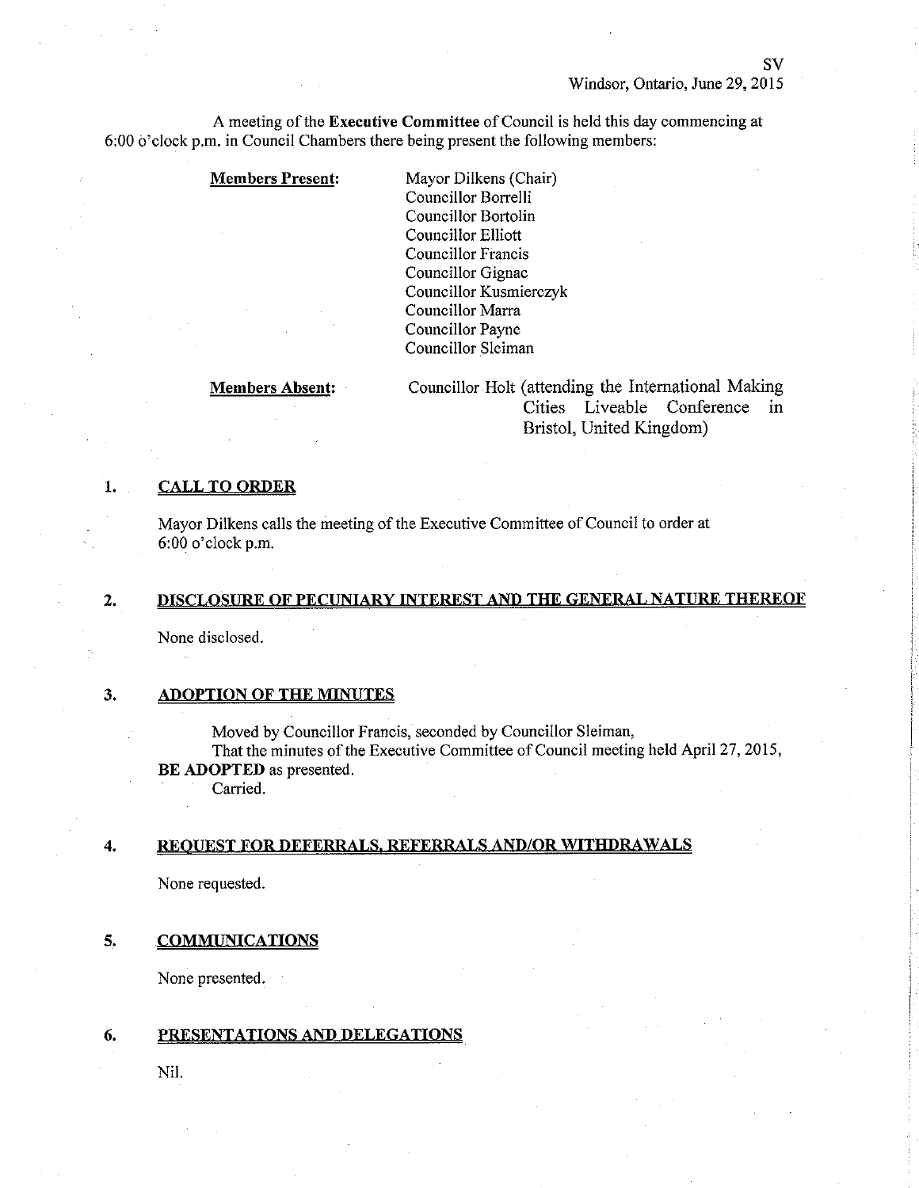SV
Windsor, Ontario, June 29, 2015

A meeting of the **Executive Committee** of Council is held this day commencing at 6:00 o'clock p.m. in Council Chambers there being present the following members:

**Members Present:**

Mayor Dilkens (Chair)
Councillor Borrelli
Councillor Bortolin
Councillor Elliott
Councillor Francis
Councillor Gignac
Councillor Kusmierczyk
Councillor Marra
Councillor Payne
Councillor Sleiman

**Members Absent:**

Councillor Holt (attending the International Making Cities Liveable Conference in Bristol, United Kingdom)

## 1. CALL TO ORDER

Mayor Dilkens calls the meeting of the Executive Committee of Council to order at 6:00 o'clock p.m.

## 2. DISCLOSURE OF PECUNIARY INTEREST AND THE GENERAL NATURE THEREOF

None disclosed.

## 3. ADOPTION OF THE MINUTES

Moved by Councillor Francis, seconded by Councillor Sleiman,
That the minutes of the Executive Committee of Council meeting held April 27, 2015, **BE ADOPTED** as presented.
Carried.

## 4. REQUEST FOR DEFERRALS, REFERRALS AND/OR WITHDRAWALS

None requested.

## 5. COMMUNICATIONS

None presented.

## 6. PRESENTATIONS AND DELEGATIONS

Nil.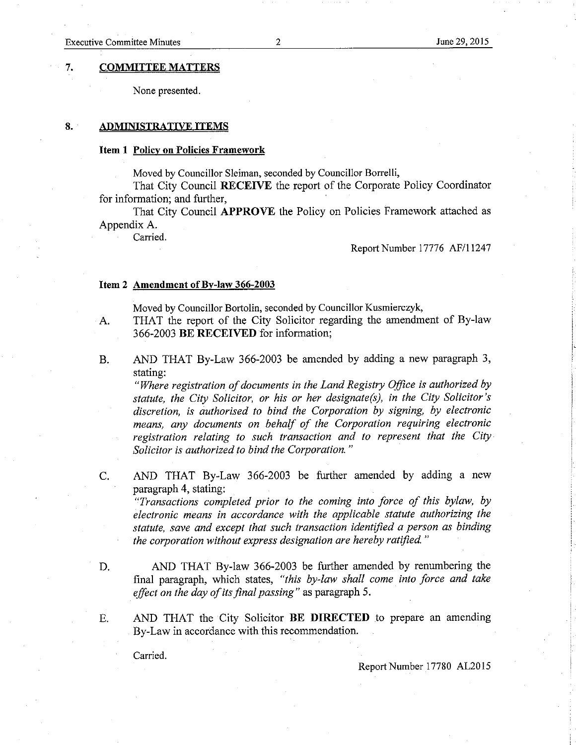## 7. COMMITTEE MATTERS

None presented.

## 8. ADMINISTRATIVE ITEMS

### Item 1 Policy on Policies Framework

Moved by Councillor Sleiman, seconded by Councillor Borrelli,

That City Council **RECEIVE** the report of the Corporate Policy Coordinator for information; and further,

That City Council **APPROVE** the Policy on Policies Framework attached as Appendix A.

Carried.

Report Number 17776 AF/11247

### Item 2 Amendment of By-law 366-2003

Moved by Councillor Bortolin, seconded by Councillor Kusmierczyk,

A. THAT the report of the City Solicitor regarding the amendment of By-law 366-2003 **BE RECEIVED** for information;

B. AND THAT By-Law 366-2003 be amended by adding a new paragraph 3, stating:
*"Where registration of documents in the Land Registry Office is authorized by statute, the City Solicitor, or his or her designate(s), in the City Solicitor's discretion, is authorised to bind the Corporation by signing, by electronic means, any documents on behalf of the Corporation requiring electronic registration relating to such transaction and to represent that the City Solicitor is authorized to bind the Corporation."*

C. AND THAT By-Law 366-2003 be further amended by adding a new paragraph 4, stating:
*"Transactions completed prior to the coming into force of this bylaw, by electronic means in accordance with the applicable statute authorizing the statute, save and except that such transaction identified a person as binding the corporation without express designation are hereby ratified."*

D. AND THAT By-law 366-2003 be further amended by renumbering the final paragraph, which states, *"this by-law shall come into force and take effect on the day of its final passing"* as paragraph 5.

E. AND THAT the City Solicitor **BE DIRECTED** to prepare an amending By-Law in accordance with this recommendation.

Carried.

Report Number 17780 AL2015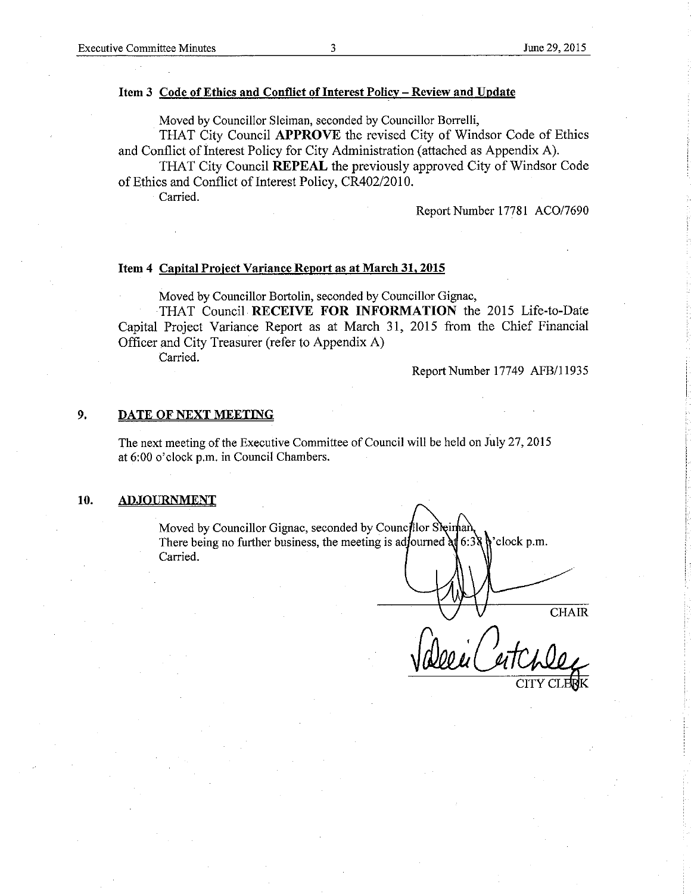### Item 3 Code of Ethics and Conflict of Interest Policy – Review and Update

Moved by Councillor Sleiman, seconded by Councillor Borrelli,

THAT City Council **APPROVE** the revised City of Windsor Code of Ethics and Conflict of Interest Policy for City Administration (attached as Appendix A).

THAT City Council **REPEAL** the previously approved City of Windsor Code of Ethics and Conflict of Interest Policy, CR402/2010.

Carried.

Report Number 17781 ACO/7690

### Item 4 Capital Project Variance Report as at March 31, 2015

Moved by Councillor Bortolin, seconded by Councillor Gignac,

THAT Council **RECEIVE FOR INFORMATION** the 2015 Life-to-Date Capital Project Variance Report as at March 31, 2015 from the Chief Financial Officer and City Treasurer (refer to Appendix A)

Carried.

Report Number 17749 AFB/11935

## 9. DATE OF NEXT MEETING

The next meeting of the Executive Committee of Council will be held on July 27, 2015 at 6:00 o'clock p.m. in Council Chambers.

## 10. ADJOURNMENT

Moved by Councillor Gignac, seconded by Councillor Sleiman,
There being no further business, the meeting is adjourned at 6:38 o'clock p.m.
Carried.

CHAIR

CITY CLERK